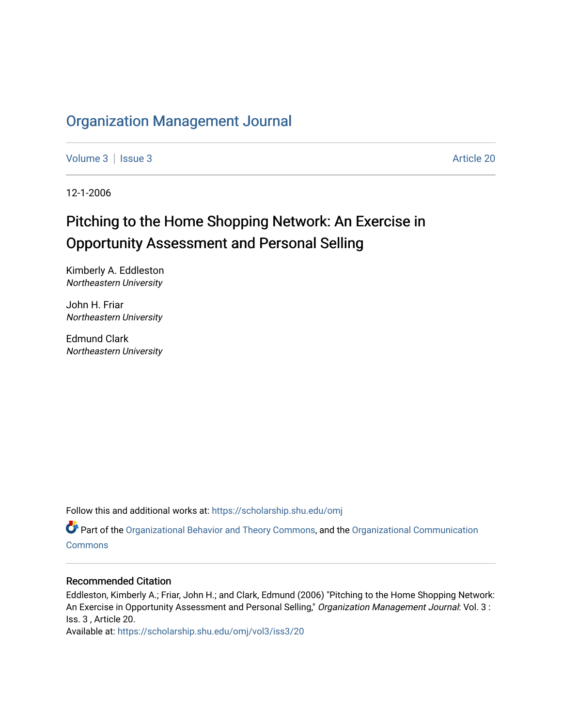# Organization Management Journal

Volume 3 | Issue 3 Article 20

12-1-2006

## Pitching to the Home Shopping Network: An Exercise in Opportunity Assessment and Personal Selling

Kimberly A. Eddleston
*Northeastern University*

John H. Friar
*Northeastern University*

Edmund Clark
*Northeastern University*

Follow this and additional works at: https://scholarship.shu.edu/omj

Part of the Organizational Behavior and Theory Commons, and the Organizational Communication Commons

### Recommended Citation

Eddleston, Kimberly A.; Friar, John H.; and Clark, Edmund (2006) "Pitching to the Home Shopping Network: An Exercise in Opportunity Assessment and Personal Selling," *Organization Management Journal*: Vol. 3 : Iss. 3 , Article 20.
Available at: https://scholarship.shu.edu/omj/vol3/iss3/20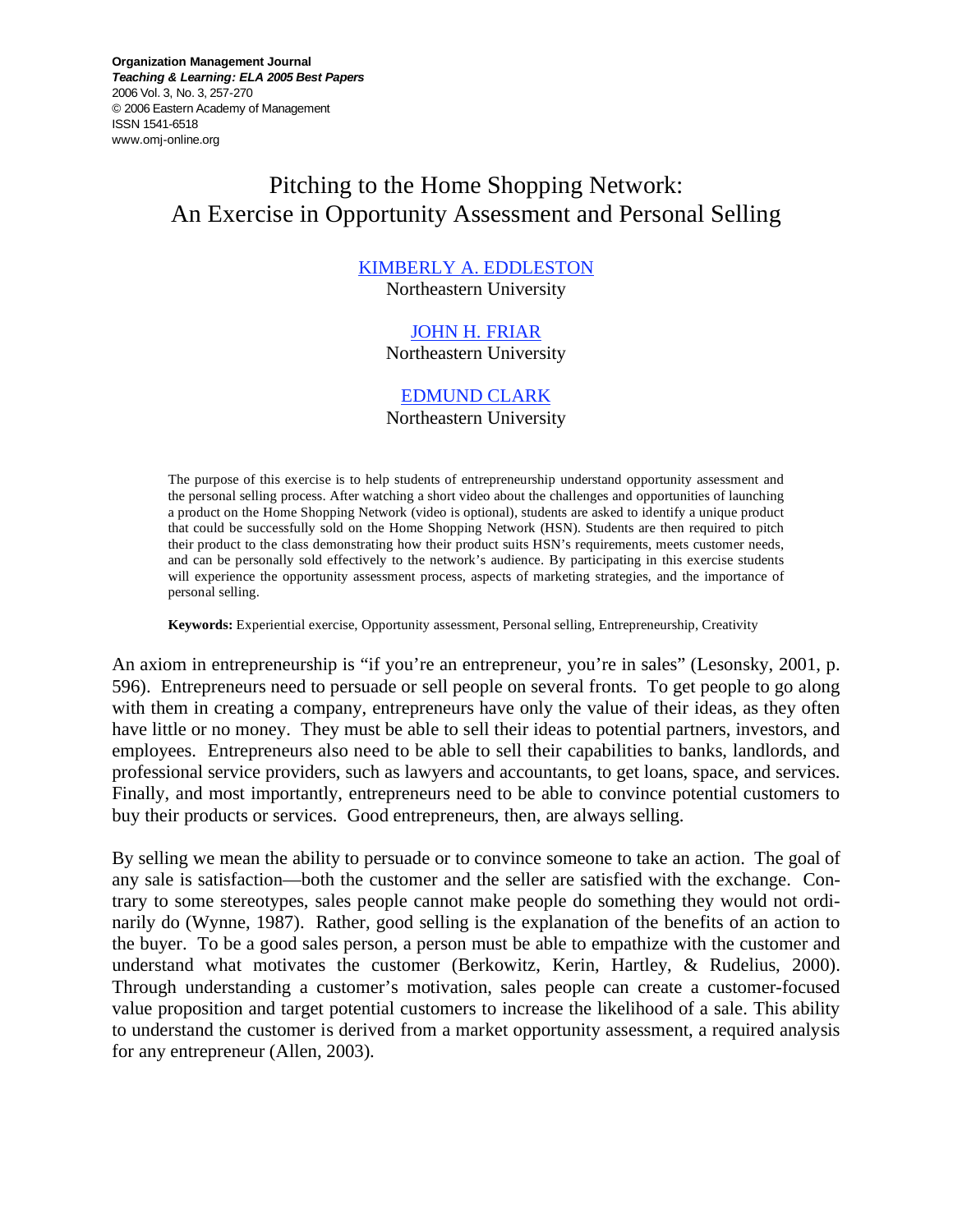# Pitching to the Home Shopping Network: An Exercise in Opportunity Assessment and Personal Selling

KIMBERLY A. EDDLESTON
Northeastern University

JOHN H. FRIAR
Northeastern University

EDMUND CLARK
Northeastern University

The purpose of this exercise is to help students of entrepreneurship understand opportunity assessment and the personal selling process. After watching a short video about the challenges and opportunities of launching a product on the Home Shopping Network (video is optional), students are asked to identify a unique product that could be successfully sold on the Home Shopping Network (HSN). Students are then required to pitch their product to the class demonstrating how their product suits HSN's requirements, meets customer needs, and can be personally sold effectively to the network's audience. By participating in this exercise students will experience the opportunity assessment process, aspects of marketing strategies, and the importance of personal selling.

**Keywords:** Experiential exercise, Opportunity assessment, Personal selling, Entrepreneurship, Creativity

An axiom in entrepreneurship is "if you're an entrepreneur, you're in sales" (Lesonsky, 2001, p. 596). Entrepreneurs need to persuade or sell people on several fronts. To get people to go along with them in creating a company, entrepreneurs have only the value of their ideas, as they often have little or no money. They must be able to sell their ideas to potential partners, investors, and employees. Entrepreneurs also need to be able to sell their capabilities to banks, landlords, and professional service providers, such as lawyers and accountants, to get loans, space, and services. Finally, and most importantly, entrepreneurs need to be able to convince potential customers to buy their products or services. Good entrepreneurs, then, are always selling.

By selling we mean the ability to persuade or to convince someone to take an action. The goal of any sale is satisfaction—both the customer and the seller are satisfied with the exchange. Contrary to some stereotypes, sales people cannot make people do something they would not ordinarily do (Wynne, 1987). Rather, good selling is the explanation of the benefits of an action to the buyer. To be a good sales person, a person must be able to empathize with the customer and understand what motivates the customer (Berkowitz, Kerin, Hartley, & Rudelius, 2000). Through understanding a customer's motivation, sales people can create a customer-focused value proposition and target potential customers to increase the likelihood of a sale. This ability to understand the customer is derived from a market opportunity assessment, a required analysis for any entrepreneur (Allen, 2003).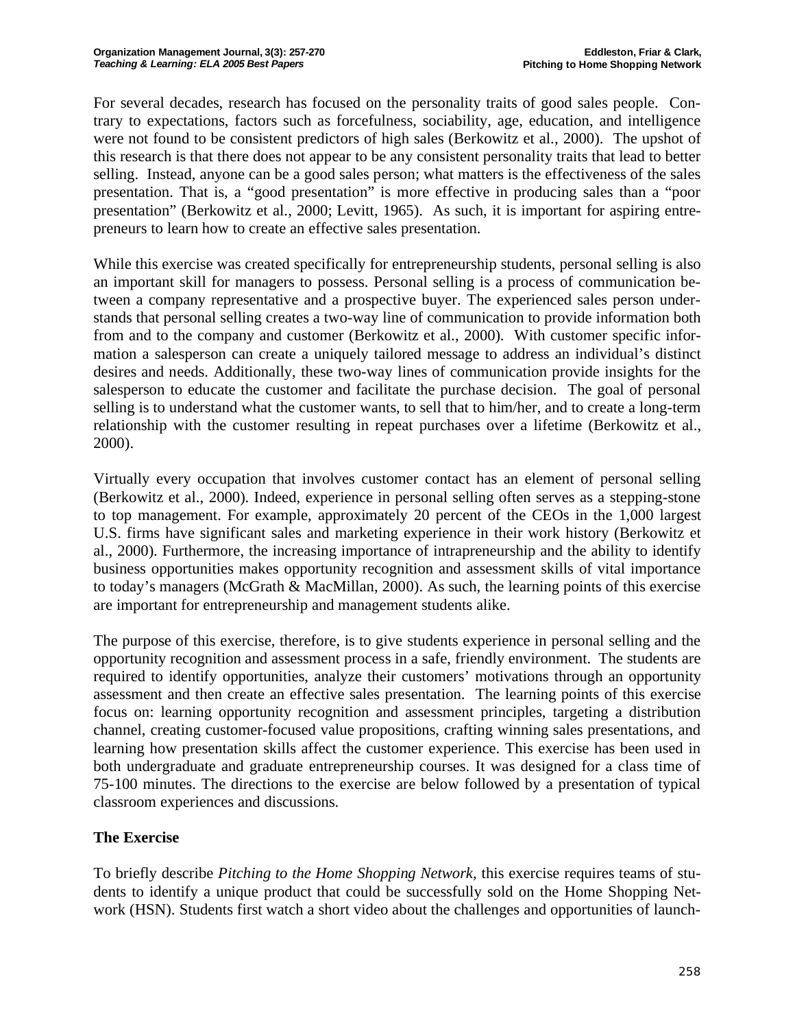For several decades, research has focused on the personality traits of good sales people. Contrary to expectations, factors such as forcefulness, sociability, age, education, and intelligence were not found to be consistent predictors of high sales (Berkowitz et al., 2000). The upshot of this research is that there does not appear to be any consistent personality traits that lead to better selling. Instead, anyone can be a good sales person; what matters is the effectiveness of the sales presentation. That is, a "good presentation" is more effective in producing sales than a "poor presentation" (Berkowitz et al., 2000; Levitt, 1965). As such, it is important for aspiring entrepreneurs to learn how to create an effective sales presentation.

While this exercise was created specifically for entrepreneurship students, personal selling is also an important skill for managers to possess. Personal selling is a process of communication between a company representative and a prospective buyer. The experienced sales person understands that personal selling creates a two-way line of communication to provide information both from and to the company and customer (Berkowitz et al., 2000). With customer specific information a salesperson can create a uniquely tailored message to address an individual's distinct desires and needs. Additionally, these two-way lines of communication provide insights for the salesperson to educate the customer and facilitate the purchase decision. The goal of personal selling is to understand what the customer wants, to sell that to him/her, and to create a long-term relationship with the customer resulting in repeat purchases over a lifetime (Berkowitz et al., 2000).

Virtually every occupation that involves customer contact has an element of personal selling (Berkowitz et al., 2000). Indeed, experience in personal selling often serves as a stepping-stone to top management. For example, approximately 20 percent of the CEOs in the 1,000 largest U.S. firms have significant sales and marketing experience in their work history (Berkowitz et al., 2000). Furthermore, the increasing importance of intrapreneurship and the ability to identify business opportunities makes opportunity recognition and assessment skills of vital importance to today's managers (McGrath & MacMillan, 2000). As such, the learning points of this exercise are important for entrepreneurship and management students alike.

The purpose of this exercise, therefore, is to give students experience in personal selling and the opportunity recognition and assessment process in a safe, friendly environment. The students are required to identify opportunities, analyze their customers' motivations through an opportunity assessment and then create an effective sales presentation. The learning points of this exercise focus on: learning opportunity recognition and assessment principles, targeting a distribution channel, creating customer-focused value propositions, crafting winning sales presentations, and learning how presentation skills affect the customer experience. This exercise has been used in both undergraduate and graduate entrepreneurship courses. It was designed for a class time of 75-100 minutes. The directions to the exercise are below followed by a presentation of typical classroom experiences and discussions.

### The Exercise

To briefly describe *Pitching to the Home Shopping Network,* this exercise requires teams of students to identify a unique product that could be successfully sold on the Home Shopping Network (HSN). Students first watch a short video about the challenges and opportunities of launch-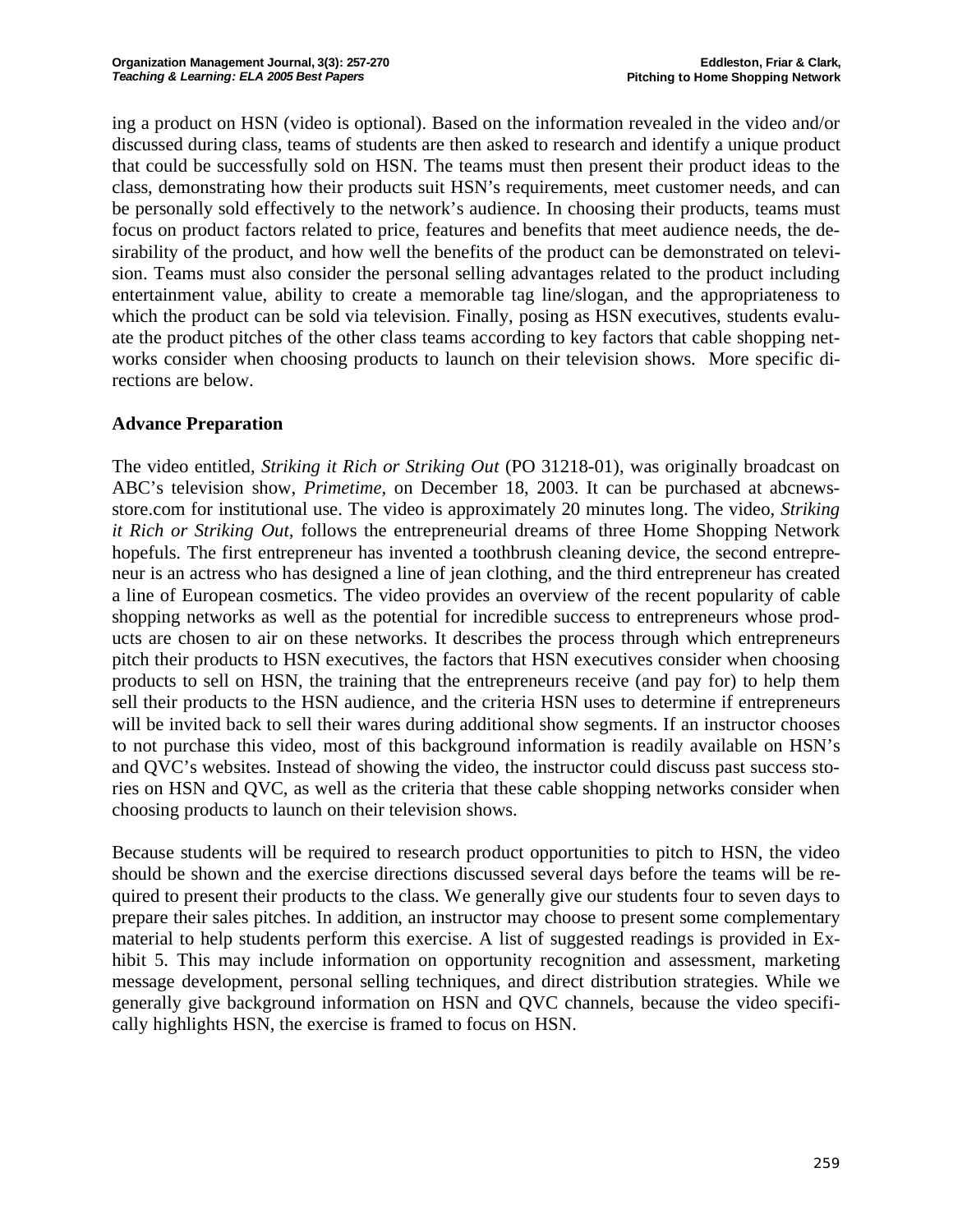ing a product on HSN (video is optional). Based on the information revealed in the video and/or discussed during class, teams of students are then asked to research and identify a unique product that could be successfully sold on HSN. The teams must then present their product ideas to the class, demonstrating how their products suit HSN's requirements, meet customer needs, and can be personally sold effectively to the network's audience. In choosing their products, teams must focus on product factors related to price, features and benefits that meet audience needs, the desirability of the product, and how well the benefits of the product can be demonstrated on television. Teams must also consider the personal selling advantages related to the product including entertainment value, ability to create a memorable tag line/slogan, and the appropriateness to which the product can be sold via television. Finally, posing as HSN executives, students evaluate the product pitches of the other class teams according to key factors that cable shopping networks consider when choosing products to launch on their television shows. More specific directions are below.

## Advance Preparation

The video entitled, *Striking it Rich or Striking Out* (PO 31218-01), was originally broadcast on ABC's television show, *Primetime*, on December 18, 2003. It can be purchased at abcnewsstore.com for institutional use. The video is approximately 20 minutes long. The video, *Striking it Rich or Striking Out*, follows the entrepreneurial dreams of three Home Shopping Network hopefuls. The first entrepreneur has invented a toothbrush cleaning device, the second entrepreneur is an actress who has designed a line of jean clothing, and the third entrepreneur has created a line of European cosmetics. The video provides an overview of the recent popularity of cable shopping networks as well as the potential for incredible success to entrepreneurs whose products are chosen to air on these networks. It describes the process through which entrepreneurs pitch their products to HSN executives, the factors that HSN executives consider when choosing products to sell on HSN, the training that the entrepreneurs receive (and pay for) to help them sell their products to the HSN audience, and the criteria HSN uses to determine if entrepreneurs will be invited back to sell their wares during additional show segments. If an instructor chooses to not purchase this video, most of this background information is readily available on HSN's and QVC's websites. Instead of showing the video, the instructor could discuss past success stories on HSN and QVC, as well as the criteria that these cable shopping networks consider when choosing products to launch on their television shows.

Because students will be required to research product opportunities to pitch to HSN, the video should be shown and the exercise directions discussed several days before the teams will be required to present their products to the class. We generally give our students four to seven days to prepare their sales pitches. In addition, an instructor may choose to present some complementary material to help students perform this exercise. A list of suggested readings is provided in Exhibit 5. This may include information on opportunity recognition and assessment, marketing message development, personal selling techniques, and direct distribution strategies. While we generally give background information on HSN and QVC channels, because the video specifically highlights HSN, the exercise is framed to focus on HSN.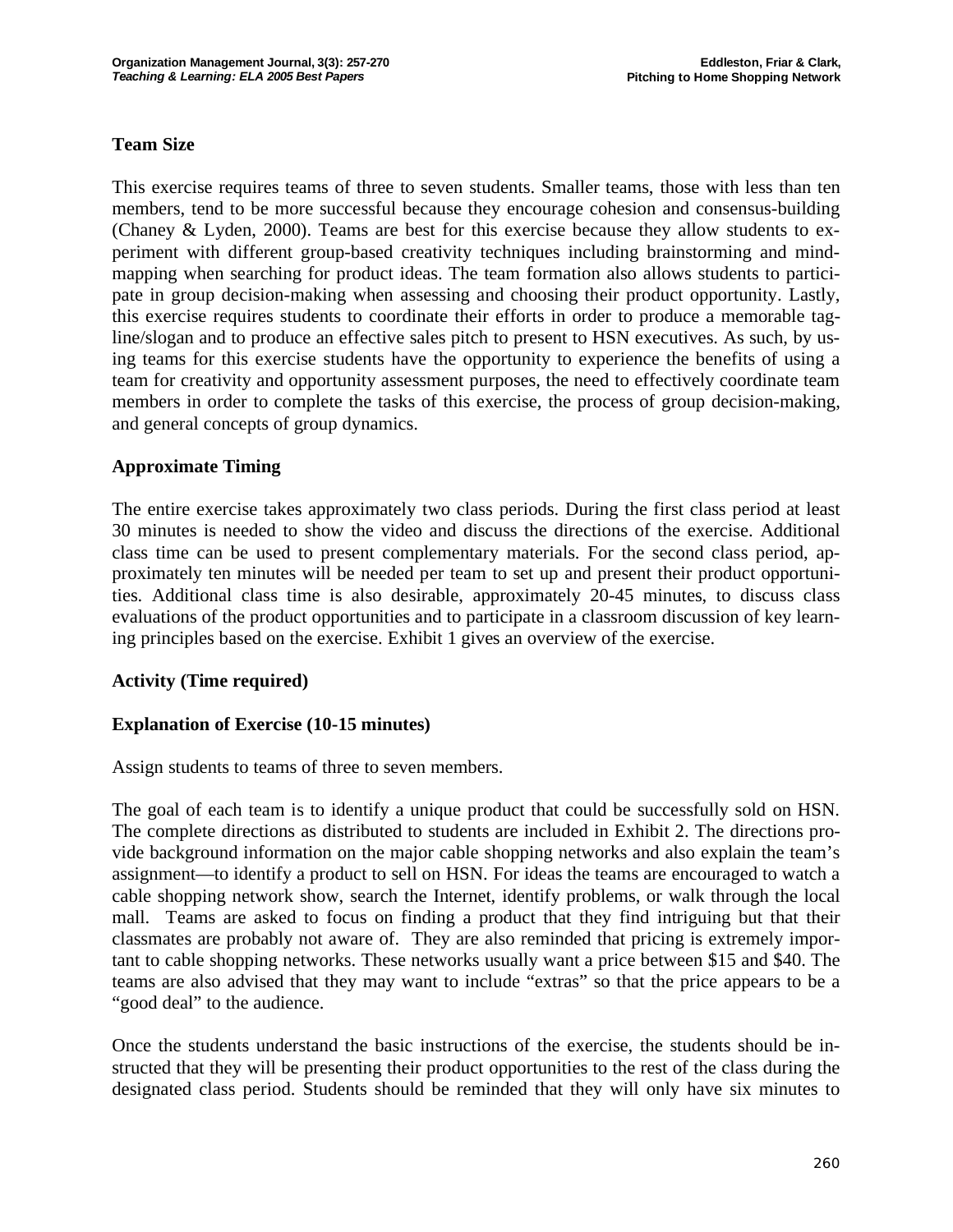### Team Size

This exercise requires teams of three to seven students. Smaller teams, those with less than ten members, tend to be more successful because they encourage cohesion and consensus-building (Chaney & Lyden, 2000). Teams are best for this exercise because they allow students to experiment with different group-based creativity techniques including brainstorming and mind-mapping when searching for product ideas. The team formation also allows students to participate in group decision-making when assessing and choosing their product opportunity. Lastly, this exercise requires students to coordinate their efforts in order to produce a memorable tag-line/slogan and to produce an effective sales pitch to present to HSN executives. As such, by using teams for this exercise students have the opportunity to experience the benefits of using a team for creativity and opportunity assessment purposes, the need to effectively coordinate team members in order to complete the tasks of this exercise, the process of group decision-making, and general concepts of group dynamics.

### Approximate Timing

The entire exercise takes approximately two class periods. During the first class period at least 30 minutes is needed to show the video and discuss the directions of the exercise. Additional class time can be used to present complementary materials. For the second class period, approximately ten minutes will be needed per team to set up and present their product opportunities. Additional class time is also desirable, approximately 20-45 minutes, to discuss class evaluations of the product opportunities and to participate in a classroom discussion of key learning principles based on the exercise. Exhibit 1 gives an overview of the exercise.

### Activity (Time required)

### Explanation of Exercise (10-15 minutes)

Assign students to teams of three to seven members.

The goal of each team is to identify a unique product that could be successfully sold on HSN. The complete directions as distributed to students are included in Exhibit 2. The directions provide background information on the major cable shopping networks and also explain the team's assignment—to identify a product to sell on HSN. For ideas the teams are encouraged to watch a cable shopping network show, search the Internet, identify problems, or walk through the local mall. Teams are asked to focus on finding a product that they find intriguing but that their classmates are probably not aware of. They are also reminded that pricing is extremely important to cable shopping networks. These networks usually want a price between $15 and $40. The teams are also advised that they may want to include "extras" so that the price appears to be a "good deal" to the audience.

Once the students understand the basic instructions of the exercise, the students should be instructed that they will be presenting their product opportunities to the rest of the class during the designated class period. Students should be reminded that they will only have six minutes to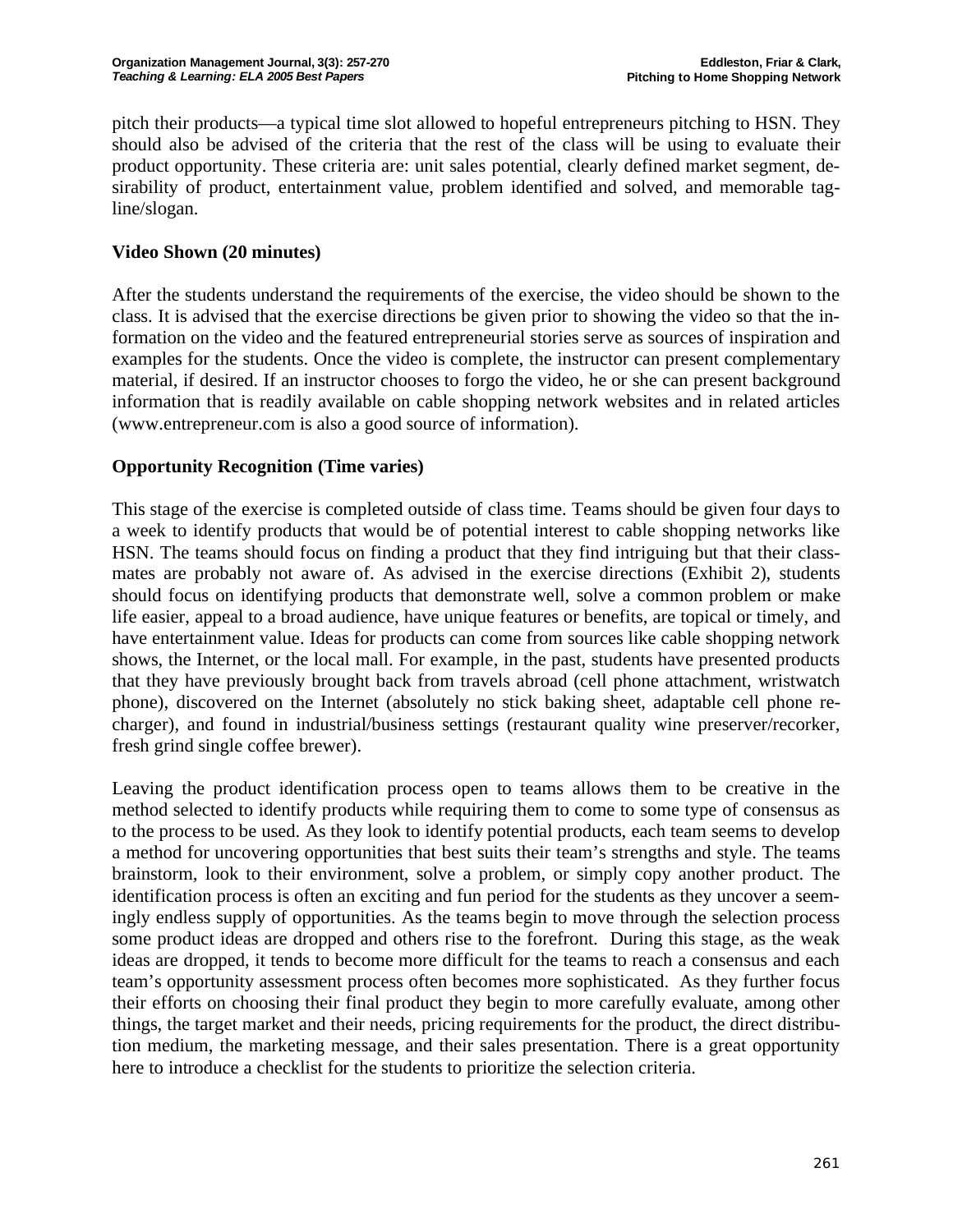pitch their products—a typical time slot allowed to hopeful entrepreneurs pitching to HSN. They should also be advised of the criteria that the rest of the class will be using to evaluate their product opportunity. These criteria are: unit sales potential, clearly defined market segment, desirability of product, entertainment value, problem identified and solved, and memorable tagline/slogan.

### Video Shown (20 minutes)

After the students understand the requirements of the exercise, the video should be shown to the class. It is advised that the exercise directions be given prior to showing the video so that the information on the video and the featured entrepreneurial stories serve as sources of inspiration and examples for the students. Once the video is complete, the instructor can present complementary material, if desired. If an instructor chooses to forgo the video, he or she can present background information that is readily available on cable shopping network websites and in related articles (www.entrepreneur.com is also a good source of information).

### Opportunity Recognition (Time varies)

This stage of the exercise is completed outside of class time. Teams should be given four days to a week to identify products that would be of potential interest to cable shopping networks like HSN. The teams should focus on finding a product that they find intriguing but that their classmates are probably not aware of. As advised in the exercise directions (Exhibit 2), students should focus on identifying products that demonstrate well, solve a common problem or make life easier, appeal to a broad audience, have unique features or benefits, are topical or timely, and have entertainment value. Ideas for products can come from sources like cable shopping network shows, the Internet, or the local mall. For example, in the past, students have presented products that they have previously brought back from travels abroad (cell phone attachment, wristwatch phone), discovered on the Internet (absolutely no stick baking sheet, adaptable cell phone recharger), and found in industrial/business settings (restaurant quality wine preserver/recorker, fresh grind single coffee brewer).

Leaving the product identification process open to teams allows them to be creative in the method selected to identify products while requiring them to come to some type of consensus as to the process to be used. As they look to identify potential products, each team seems to develop a method for uncovering opportunities that best suits their team's strengths and style. The teams brainstorm, look to their environment, solve a problem, or simply copy another product. The identification process is often an exciting and fun period for the students as they uncover a seemingly endless supply of opportunities. As the teams begin to move through the selection process some product ideas are dropped and others rise to the forefront. During this stage, as the weak ideas are dropped, it tends to become more difficult for the teams to reach a consensus and each team's opportunity assessment process often becomes more sophisticated. As they further focus their efforts on choosing their final product they begin to more carefully evaluate, among other things, the target market and their needs, pricing requirements for the product, the direct distribution medium, the marketing message, and their sales presentation. There is a great opportunity here to introduce a checklist for the students to prioritize the selection criteria.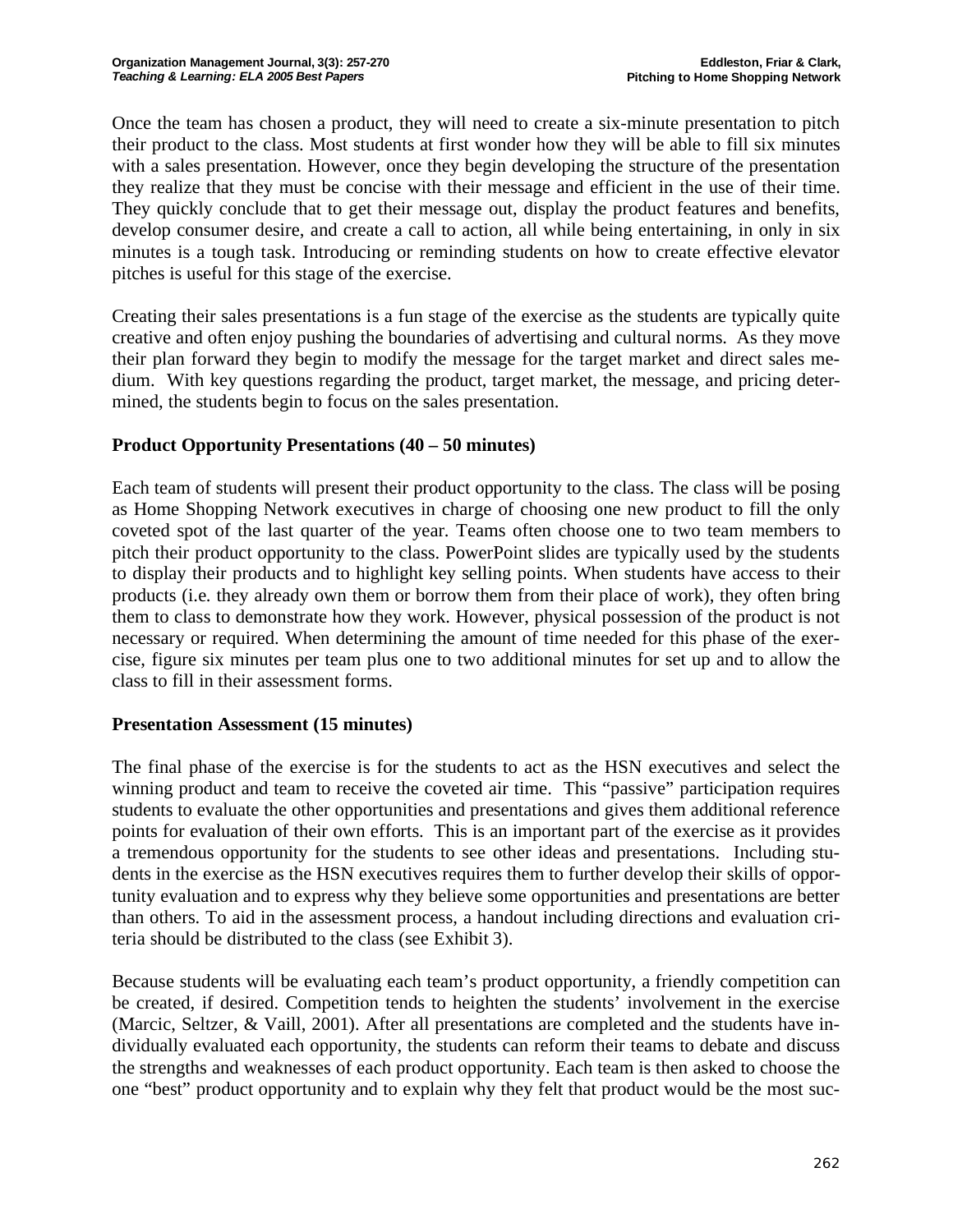Once the team has chosen a product, they will need to create a six-minute presentation to pitch their product to the class. Most students at first wonder how they will be able to fill six minutes with a sales presentation. However, once they begin developing the structure of the presentation they realize that they must be concise with their message and efficient in the use of their time. They quickly conclude that to get their message out, display the product features and benefits, develop consumer desire, and create a call to action, all while being entertaining, in only in six minutes is a tough task. Introducing or reminding students on how to create effective elevator pitches is useful for this stage of the exercise.

Creating their sales presentations is a fun stage of the exercise as the students are typically quite creative and often enjoy pushing the boundaries of advertising and cultural norms. As they move their plan forward they begin to modify the message for the target market and direct sales medium. With key questions regarding the product, target market, the message, and pricing determined, the students begin to focus on the sales presentation.

### Product Opportunity Presentations (40 – 50 minutes)

Each team of students will present their product opportunity to the class. The class will be posing as Home Shopping Network executives in charge of choosing one new product to fill the only coveted spot of the last quarter of the year. Teams often choose one to two team members to pitch their product opportunity to the class. PowerPoint slides are typically used by the students to display their products and to highlight key selling points. When students have access to their products (i.e. they already own them or borrow them from their place of work), they often bring them to class to demonstrate how they work. However, physical possession of the product is not necessary or required. When determining the amount of time needed for this phase of the exercise, figure six minutes per team plus one to two additional minutes for set up and to allow the class to fill in their assessment forms.

### Presentation Assessment (15 minutes)

The final phase of the exercise is for the students to act as the HSN executives and select the winning product and team to receive the coveted air time. This "passive" participation requires students to evaluate the other opportunities and presentations and gives them additional reference points for evaluation of their own efforts. This is an important part of the exercise as it provides a tremendous opportunity for the students to see other ideas and presentations. Including students in the exercise as the HSN executives requires them to further develop their skills of opportunity evaluation and to express why they believe some opportunities and presentations are better than others. To aid in the assessment process, a handout including directions and evaluation criteria should be distributed to the class (see Exhibit 3).

Because students will be evaluating each team's product opportunity, a friendly competition can be created, if desired. Competition tends to heighten the students' involvement in the exercise (Marcic, Seltzer, & Vaill, 2001). After all presentations are completed and the students have individually evaluated each opportunity, the students can reform their teams to debate and discuss the strengths and weaknesses of each product opportunity. Each team is then asked to choose the one "best" product opportunity and to explain why they felt that product would be the most suc-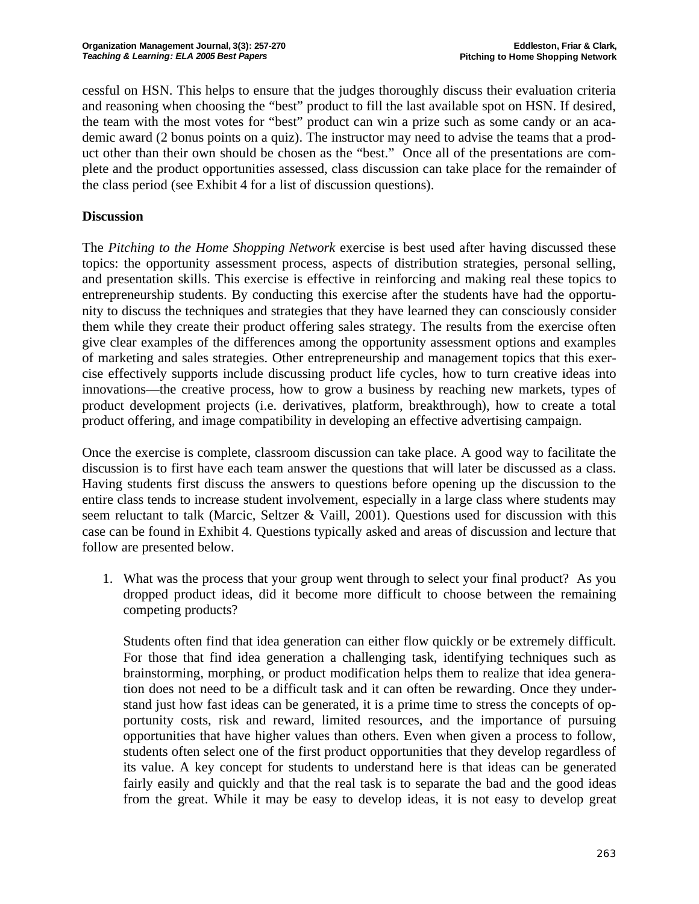cessful on HSN. This helps to ensure that the judges thoroughly discuss their evaluation criteria and reasoning when choosing the "best" product to fill the last available spot on HSN. If desired, the team with the most votes for "best" product can win a prize such as some candy or an academic award (2 bonus points on a quiz). The instructor may need to advise the teams that a product other than their own should be chosen as the "best." Once all of the presentations are complete and the product opportunities assessed, class discussion can take place for the remainder of the class period (see Exhibit 4 for a list of discussion questions).

## Discussion

The *Pitching to the Home Shopping Network* exercise is best used after having discussed these topics: the opportunity assessment process, aspects of distribution strategies, personal selling, and presentation skills. This exercise is effective in reinforcing and making real these topics to entrepreneurship students. By conducting this exercise after the students have had the opportunity to discuss the techniques and strategies that they have learned they can consciously consider them while they create their product offering sales strategy. The results from the exercise often give clear examples of the differences among the opportunity assessment options and examples of marketing and sales strategies. Other entrepreneurship and management topics that this exercise effectively supports include discussing product life cycles, how to turn creative ideas into innovations—the creative process, how to grow a business by reaching new markets, types of product development projects (i.e. derivatives, platform, breakthrough), how to create a total product offering, and image compatibility in developing an effective advertising campaign.

Once the exercise is complete, classroom discussion can take place. A good way to facilitate the discussion is to first have each team answer the questions that will later be discussed as a class. Having students first discuss the answers to questions before opening up the discussion to the entire class tends to increase student involvement, especially in a large class where students may seem reluctant to talk (Marcic, Seltzer & Vaill, 2001). Questions used for discussion with this case can be found in Exhibit 4. Questions typically asked and areas of discussion and lecture that follow are presented below.

1. What was the process that your group went through to select your final product? As you dropped product ideas, did it become more difficult to choose between the remaining competing products?

   Students often find that idea generation can either flow quickly or be extremely difficult. For those that find idea generation a challenging task, identifying techniques such as brainstorming, morphing, or product modification helps them to realize that idea generation does not need to be a difficult task and it can often be rewarding. Once they understand just how fast ideas can be generated, it is a prime time to stress the concepts of opportunity costs, risk and reward, limited resources, and the importance of pursuing opportunities that have higher values than others. Even when given a process to follow, students often select one of the first product opportunities that they develop regardless of its value. A key concept for students to understand here is that ideas can be generated fairly easily and quickly and that the real task is to separate the bad and the good ideas from the great. While it may be easy to develop ideas, it is not easy to develop great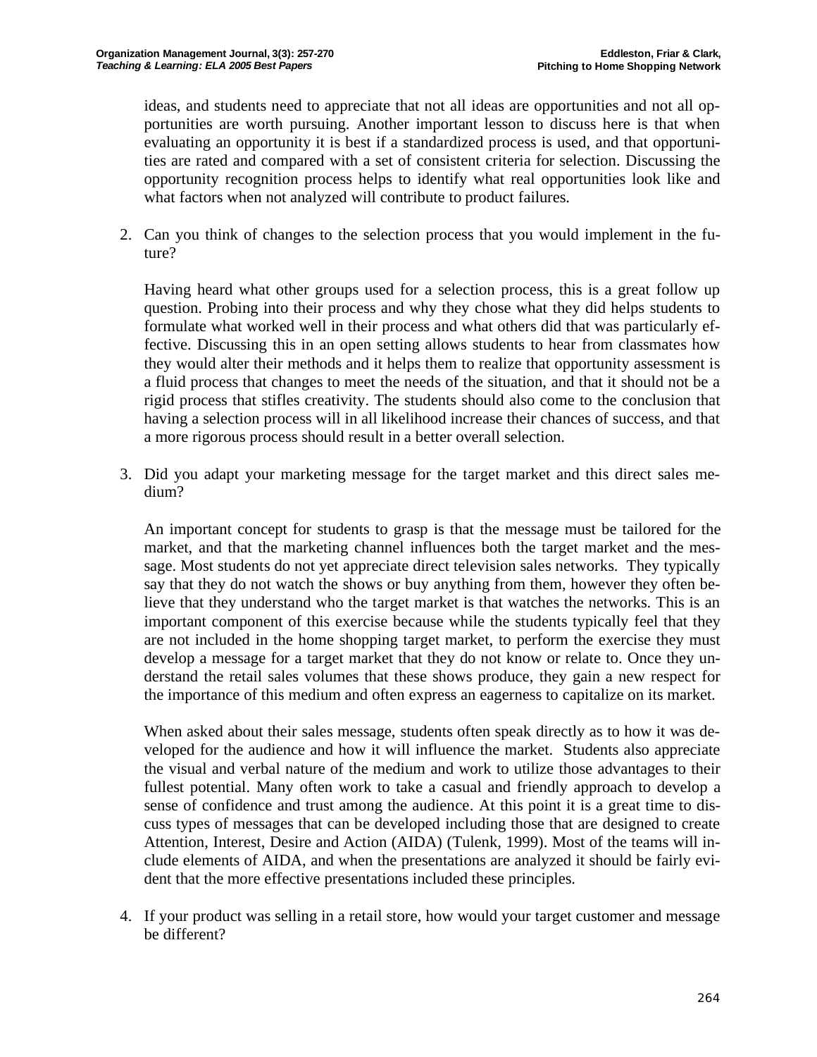ideas, and students need to appreciate that not all ideas are opportunities and not all opportunities are worth pursuing. Another important lesson to discuss here is that when evaluating an opportunity it is best if a standardized process is used, and that opportunities are rated and compared with a set of consistent criteria for selection. Discussing the opportunity recognition process helps to identify what real opportunities look like and what factors when not analyzed will contribute to product failures.

2. Can you think of changes to the selection process that you would implement in the future?

   Having heard what other groups used for a selection process, this is a great follow up question. Probing into their process and why they chose what they did helps students to formulate what worked well in their process and what others did that was particularly effective. Discussing this in an open setting allows students to hear from classmates how they would alter their methods and it helps them to realize that opportunity assessment is a fluid process that changes to meet the needs of the situation, and that it should not be a rigid process that stifles creativity. The students should also come to the conclusion that having a selection process will in all likelihood increase their chances of success, and that a more rigorous process should result in a better overall selection.

3. Did you adapt your marketing message for the target market and this direct sales medium?

   An important concept for students to grasp is that the message must be tailored for the market, and that the marketing channel influences both the target market and the message. Most students do not yet appreciate direct television sales networks. They typically say that they do not watch the shows or buy anything from them, however they often believe that they understand who the target market is that watches the networks. This is an important component of this exercise because while the students typically feel that they are not included in the home shopping target market, to perform the exercise they must develop a message for a target market that they do not know or relate to. Once they understand the retail sales volumes that these shows produce, they gain a new respect for the importance of this medium and often express an eagerness to capitalize on its market.

   When asked about their sales message, students often speak directly as to how it was developed for the audience and how it will influence the market. Students also appreciate the visual and verbal nature of the medium and work to utilize those advantages to their fullest potential. Many often work to take a casual and friendly approach to develop a sense of confidence and trust among the audience. At this point it is a great time to discuss types of messages that can be developed including those that are designed to create Attention, Interest, Desire and Action (AIDA) (Tulenk, 1999). Most of the teams will include elements of AIDA, and when the presentations are analyzed it should be fairly evident that the more effective presentations included these principles.

4. If your product was selling in a retail store, how would your target customer and message be different?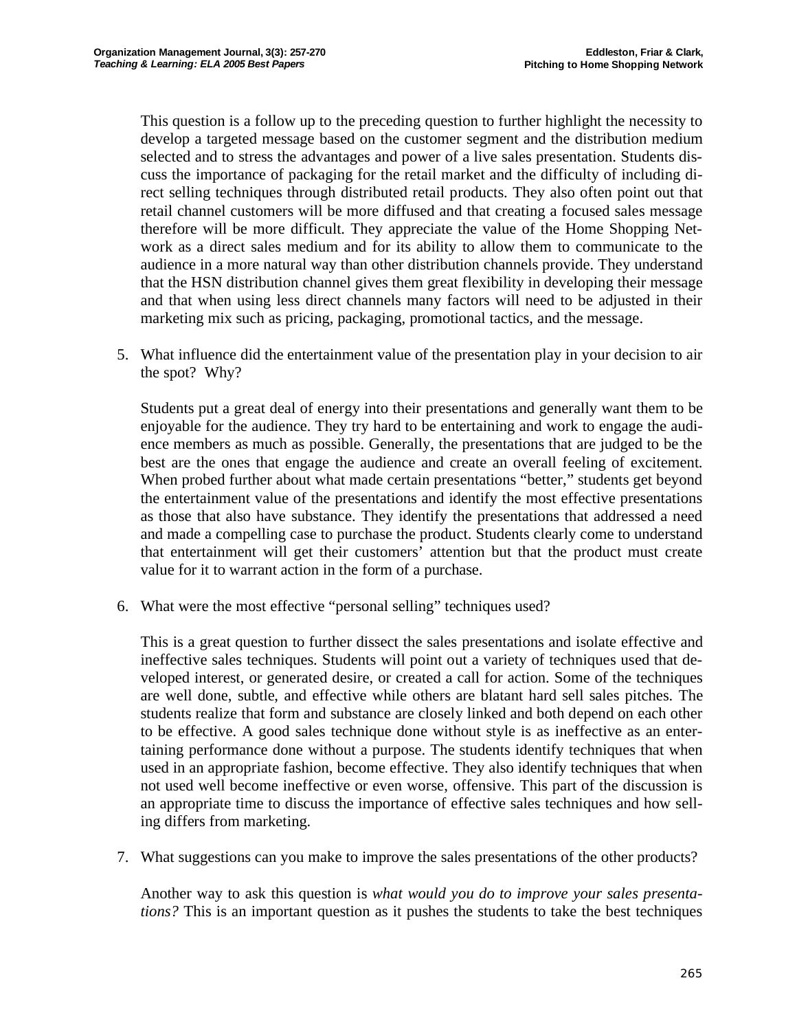This question is a follow up to the preceding question to further highlight the necessity to develop a targeted message based on the customer segment and the distribution medium selected and to stress the advantages and power of a live sales presentation. Students discuss the importance of packaging for the retail market and the difficulty of including direct selling techniques through distributed retail products. They also often point out that retail channel customers will be more diffused and that creating a focused sales message therefore will be more difficult. They appreciate the value of the Home Shopping Network as a direct sales medium and for its ability to allow them to communicate to the audience in a more natural way than other distribution channels provide. They understand that the HSN distribution channel gives them great flexibility in developing their message and that when using less direct channels many factors will need to be adjusted in their marketing mix such as pricing, packaging, promotional tactics, and the message.

5. What influence did the entertainment value of the presentation play in your decision to air the spot? Why?

   Students put a great deal of energy into their presentations and generally want them to be enjoyable for the audience. They try hard to be entertaining and work to engage the audience members as much as possible. Generally, the presentations that are judged to be the best are the ones that engage the audience and create an overall feeling of excitement. When probed further about what made certain presentations "better," students get beyond the entertainment value of the presentations and identify the most effective presentations as those that also have substance. They identify the presentations that addressed a need and made a compelling case to purchase the product. Students clearly come to understand that entertainment will get their customers' attention but that the product must create value for it to warrant action in the form of a purchase.

6. What were the most effective "personal selling" techniques used?

   This is a great question to further dissect the sales presentations and isolate effective and ineffective sales techniques. Students will point out a variety of techniques used that developed interest, or generated desire, or created a call for action. Some of the techniques are well done, subtle, and effective while others are blatant hard sell sales pitches. The students realize that form and substance are closely linked and both depend on each other to be effective. A good sales technique done without style is as ineffective as an entertaining performance done without a purpose. The students identify techniques that when used in an appropriate fashion, become effective. They also identify techniques that when not used well become ineffective or even worse, offensive. This part of the discussion is an appropriate time to discuss the importance of effective sales techniques and how selling differs from marketing.

7. What suggestions can you make to improve the sales presentations of the other products?

   Another way to ask this question is *what would you do to improve your sales presentations?* This is an important question as it pushes the students to take the best techniques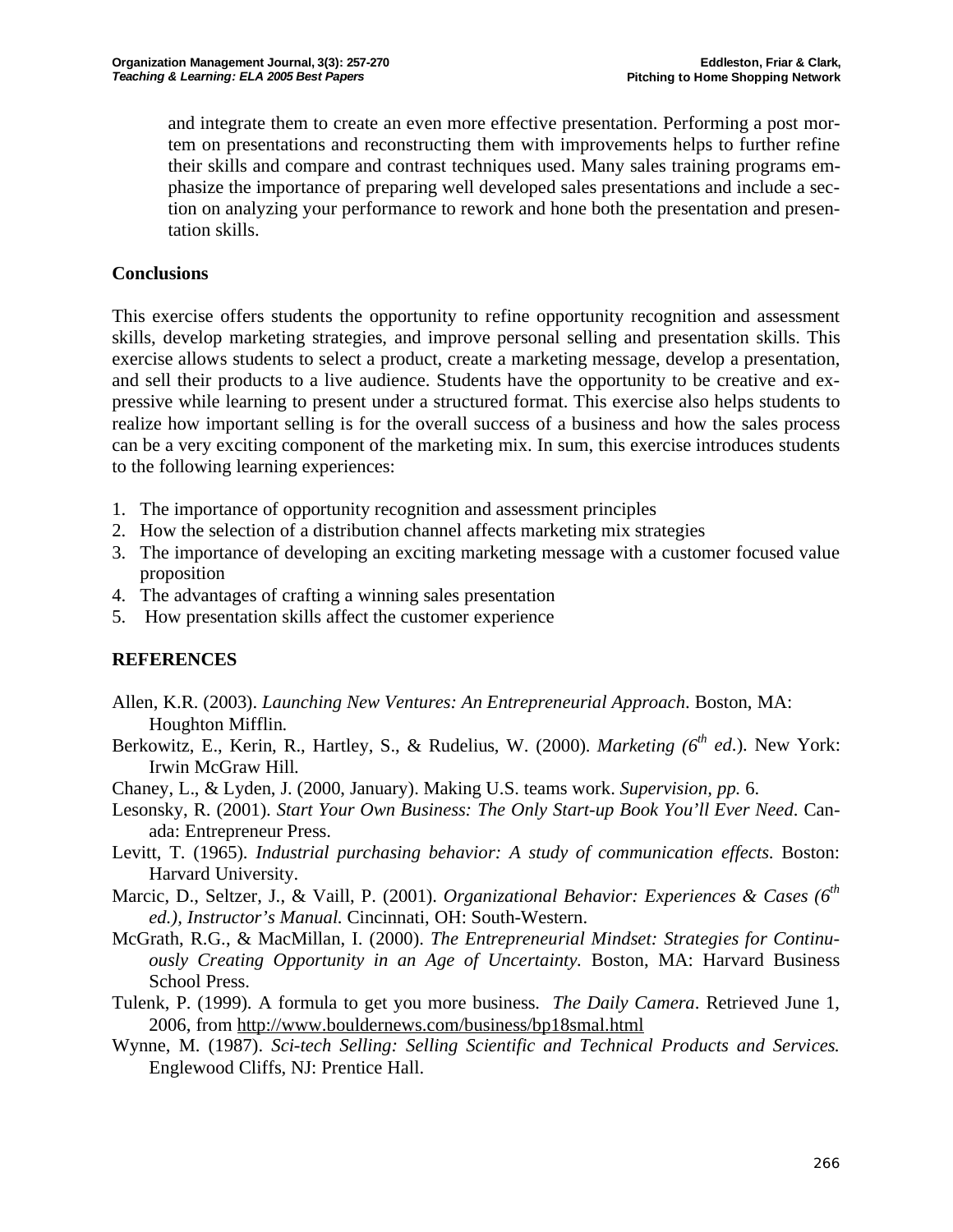and integrate them to create an even more effective presentation. Performing a post mortem on presentations and reconstructing them with improvements helps to further refine their skills and compare and contrast techniques used. Many sales training programs emphasize the importance of preparing well developed sales presentations and include a section on analyzing your performance to rework and hone both the presentation and presentation skills.

## Conclusions

This exercise offers students the opportunity to refine opportunity recognition and assessment skills, develop marketing strategies, and improve personal selling and presentation skills. This exercise allows students to select a product, create a marketing message, develop a presentation, and sell their products to a live audience. Students have the opportunity to be creative and expressive while learning to present under a structured format. This exercise also helps students to realize how important selling is for the overall success of a business and how the sales process can be a very exciting component of the marketing mix. In sum, this exercise introduces students to the following learning experiences:

1. The importance of opportunity recognition and assessment principles
2. How the selection of a distribution channel affects marketing mix strategies
3. The importance of developing an exciting marketing message with a customer focused value proposition
4. The advantages of crafting a winning sales presentation
5. How presentation skills affect the customer experience

## REFERENCES

Allen, K.R. (2003). *Launching New Ventures: An Entrepreneurial Approach*. Boston, MA: Houghton Mifflin.

Berkowitz, E., Kerin, R., Hartley, S., & Rudelius, W. (2000). *Marketing (6th ed.)*. New York: Irwin McGraw Hill.

Chaney, L., & Lyden, J. (2000, January). Making U.S. teams work. *Supervision, pp.* 6.

Lesonsky, R. (2001). *Start Your Own Business: The Only Start-up Book You'll Ever Need*. Canada: Entrepreneur Press.

Levitt, T. (1965). *Industrial purchasing behavior: A study of communication effects*. Boston: Harvard University.

Marcic, D., Seltzer, J., & Vaill, P. (2001). *Organizational Behavior: Experiences & Cases (6th ed.), Instructor's Manual.* Cincinnati, OH: South-Western.

McGrath, R.G., & MacMillan, I. (2000). *The Entrepreneurial Mindset: Strategies for Continuously Creating Opportunity in an Age of Uncertainty*. Boston, MA: Harvard Business School Press.

Tulenk, P. (1999). A formula to get you more business. *The Daily Camera*. Retrieved June 1, 2006, from http://www.bouldernews.com/business/bp18smal.html

Wynne, M. (1987). *Sci-tech Selling: Selling Scientific and Technical Products and Services.* Englewood Cliffs, NJ: Prentice Hall.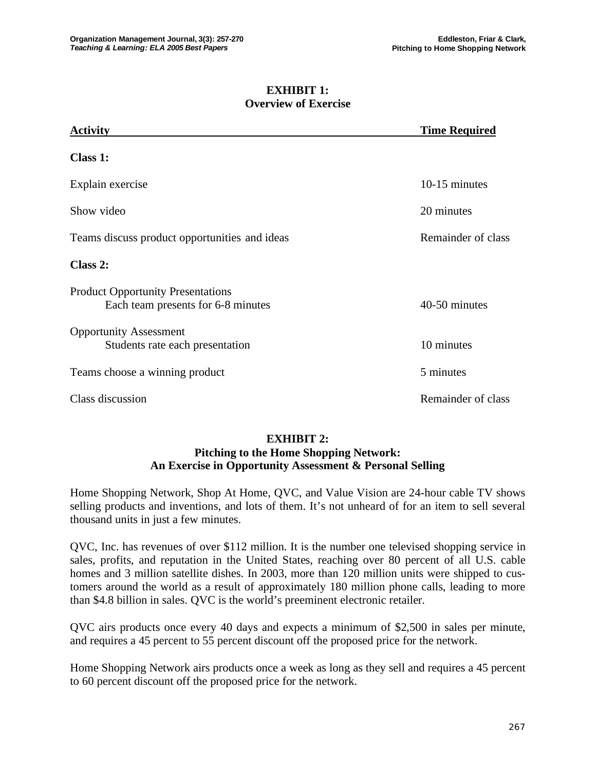**EXHIBIT 1:**
**Overview of Exercise**

| Activity | Time Required |
|---|---|
| **Class 1:** | |
| Explain exercise | 10-15 minutes |
| Show video | 20 minutes |
| Teams discuss product opportunities and ideas | Remainder of class |
| **Class 2:** | |
| Product Opportunity Presentations<br>Each team presents for 6-8 minutes | 40-50 minutes |
| Opportunity Assessment<br>Students rate each presentation | 10 minutes |
| Teams choose a winning product | 5 minutes |
| Class discussion | Remainder of class |

**EXHIBIT 2:**
**Pitching to the Home Shopping Network:**
**An Exercise in Opportunity Assessment & Personal Selling**

Home Shopping Network, Shop At Home, QVC, and Value Vision are 24-hour cable TV shows selling products and inventions, and lots of them. It's not unheard of for an item to sell several thousand units in just a few minutes.

QVC, Inc. has revenues of over $112 million. It is the number one televised shopping service in sales, profits, and reputation in the United States, reaching over 80 percent of all U.S. cable homes and 3 million satellite dishes. In 2003, more than 120 million units were shipped to customers around the world as a result of approximately 180 million phone calls, leading to more than $4.8 billion in sales. QVC is the world's preeminent electronic retailer.

QVC airs products once every 40 days and expects a minimum of $2,500 in sales per minute, and requires a 45 percent to 55 percent discount off the proposed price for the network.

Home Shopping Network airs products once a week as long as they sell and requires a 45 percent to 60 percent discount off the proposed price for the network.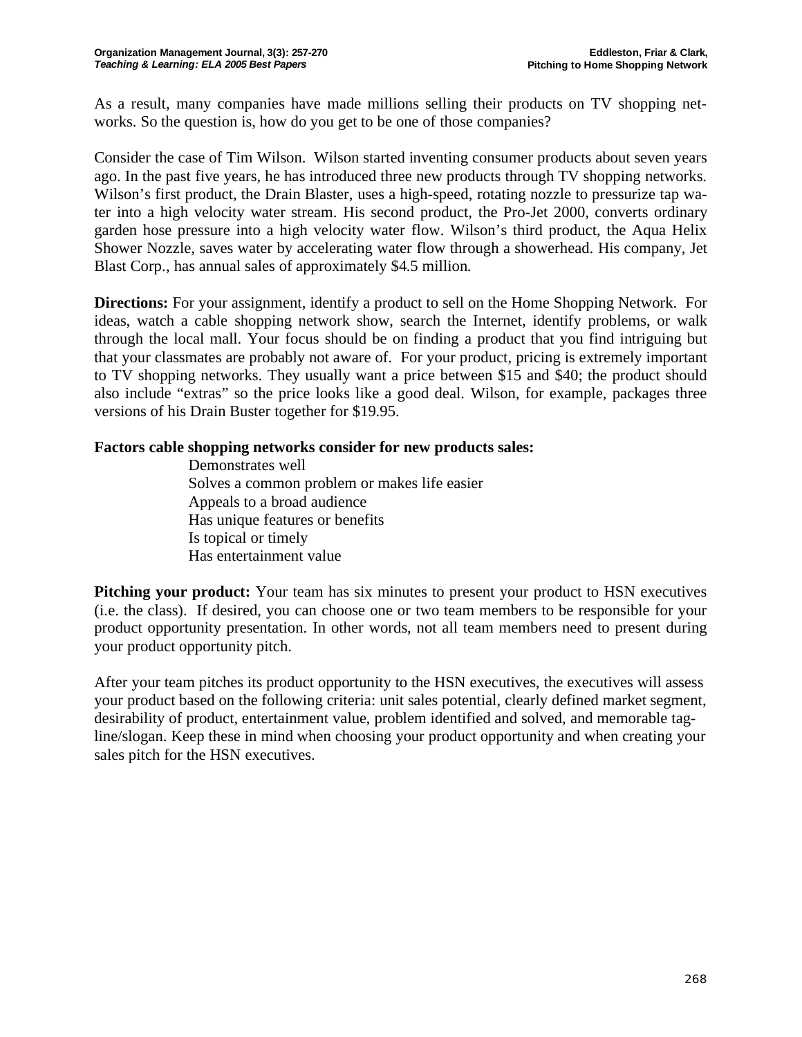As a result, many companies have made millions selling their products on TV shopping networks. So the question is, how do you get to be one of those companies?

Consider the case of Tim Wilson. Wilson started inventing consumer products about seven years ago. In the past five years, he has introduced three new products through TV shopping networks. Wilson's first product, the Drain Blaster, uses a high-speed, rotating nozzle to pressurize tap water into a high velocity water stream. His second product, the Pro-Jet 2000, converts ordinary garden hose pressure into a high velocity water flow. Wilson's third product, the Aqua Helix Shower Nozzle, saves water by accelerating water flow through a showerhead. His company, Jet Blast Corp., has annual sales of approximately $4.5 million.

**Directions:** For your assignment, identify a product to sell on the Home Shopping Network. For ideas, watch a cable shopping network show, search the Internet, identify problems, or walk through the local mall. Your focus should be on finding a product that you find intriguing but that your classmates are probably not aware of. For your product, pricing is extremely important to TV shopping networks. They usually want a price between $15 and $40; the product should also include "extras" so the price looks like a good deal. Wilson, for example, packages three versions of his Drain Buster together for $19.95.

**Factors cable shopping networks consider for new products sales:**

- Demonstrates well
- Solves a common problem or makes life easier
- Appeals to a broad audience
- Has unique features or benefits
- Is topical or timely
- Has entertainment value

**Pitching your product:** Your team has six minutes to present your product to HSN executives (i.e. the class). If desired, you can choose one or two team members to be responsible for your product opportunity presentation. In other words, not all team members need to present during your product opportunity pitch.

After your team pitches its product opportunity to the HSN executives, the executives will assess your product based on the following criteria: unit sales potential, clearly defined market segment, desirability of product, entertainment value, problem identified and solved, and memorable tagline/slogan. Keep these in mind when choosing your product opportunity and when creating your sales pitch for the HSN executives.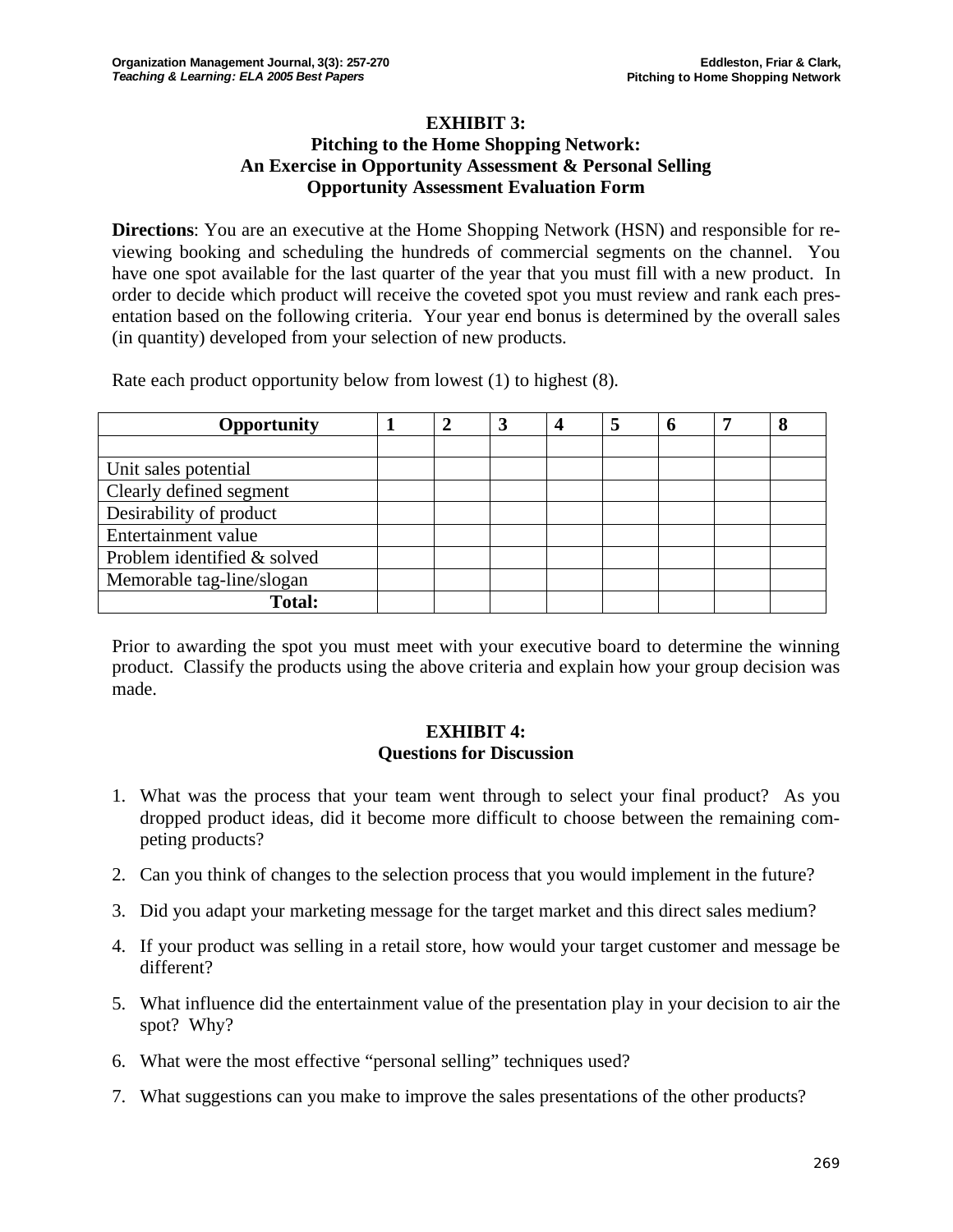**EXHIBIT 3:**
**Pitching to the Home Shopping Network:**
**An Exercise in Opportunity Assessment & Personal Selling**
**Opportunity Assessment Evaluation Form**

**Directions**: You are an executive at the Home Shopping Network (HSN) and responsible for reviewing booking and scheduling the hundreds of commercial segments on the channel. You have one spot available for the last quarter of the year that you must fill with a new product. In order to decide which product will receive the coveted spot you must review and rank each presentation based on the following criteria. Your year end bonus is determined by the overall sales (in quantity) developed from your selection of new products.

Rate each product opportunity below from lowest (1) to highest (8).

| Opportunity | 1 | 2 | 3 | 4 | 5 | 6 | 7 | 8 |
|---|---|---|---|---|---|---|---|---|
| | | | | | | | | |
| Unit sales potential | | | | | | | | |
| Clearly defined segment | | | | | | | | |
| Desirability of product | | | | | | | | |
| Entertainment value | | | | | | | | |
| Problem identified & solved | | | | | | | | |
| Memorable tag-line/slogan | | | | | | | | |
| **Total:** | | | | | | | | |

Prior to awarding the spot you must meet with your executive board to determine the winning product. Classify the products using the above criteria and explain how your group decision was made.

**EXHIBIT 4:**
**Questions for Discussion**

1. What was the process that your team went through to select your final product? As you dropped product ideas, did it become more difficult to choose between the remaining competing products?
2. Can you think of changes to the selection process that you would implement in the future?
3. Did you adapt your marketing message for the target market and this direct sales medium?
4. If your product was selling in a retail store, how would your target customer and message be different?
5. What influence did the entertainment value of the presentation play in your decision to air the spot? Why?
6. What were the most effective "personal selling" techniques used?
7. What suggestions can you make to improve the sales presentations of the other products?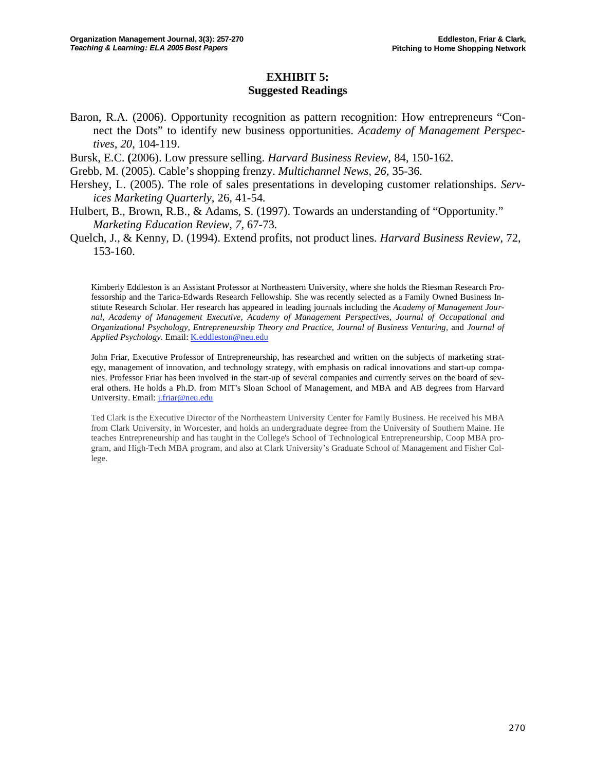## EXHIBIT 5:
## Suggested Readings

Baron, R.A. (2006). Opportunity recognition as pattern recognition: How entrepreneurs "Connect the Dots" to identify new business opportunities. *Academy of Management Perspectives, 20*, 104-119.

Bursk, E.C. (2006). Low pressure selling. *Harvard Business Review*, 84, 150-162.

Grebb, M. (2005). Cable's shopping frenzy. *Multichannel News, 26*, 35-36.

Hershey, L. (2005). The role of sales presentations in developing customer relationships. *Services Marketing Quarterly*, 26, 41-54.

Hulbert, B., Brown, R.B., & Adams, S. (1997). Towards an understanding of "Opportunity." *Marketing Education Review, 7*, 67-73.

Quelch, J., & Kenny, D. (1994). Extend profits, not product lines. *Harvard Business Review*, 72, 153-160.

Kimberly Eddleston is an Assistant Professor at Northeastern University, where she holds the Riesman Research Professorship and the Tarica-Edwards Research Fellowship. She was recently selected as a Family Owned Business Institute Research Scholar. Her research has appeared in leading journals including the *Academy of Management Journal, Academy of Management Executive, Academy of Management Perspectives, Journal of Occupational and Organizational Psychology, Entrepreneurship Theory and Practice, Journal of Business Venturing,* and *Journal of Applied Psychology.* Email: K.eddleston@neu.edu

John Friar, Executive Professor of Entrepreneurship, has researched and written on the subjects of marketing strategy, management of innovation, and technology strategy, with emphasis on radical innovations and start-up companies. Professor Friar has been involved in the start-up of several companies and currently serves on the board of several others. He holds a Ph.D. from MIT's Sloan School of Management, and MBA and AB degrees from Harvard University. Email: j.friar@neu.edu

Ted Clark is the Executive Director of the Northeastern University Center for Family Business. He received his MBA from Clark University, in Worcester, and holds an undergraduate degree from the University of Southern Maine. He teaches Entrepreneurship and has taught in the College's School of Technological Entrepreneurship, Coop MBA program, and High-Tech MBA program, and also at Clark University's Graduate School of Management and Fisher College.